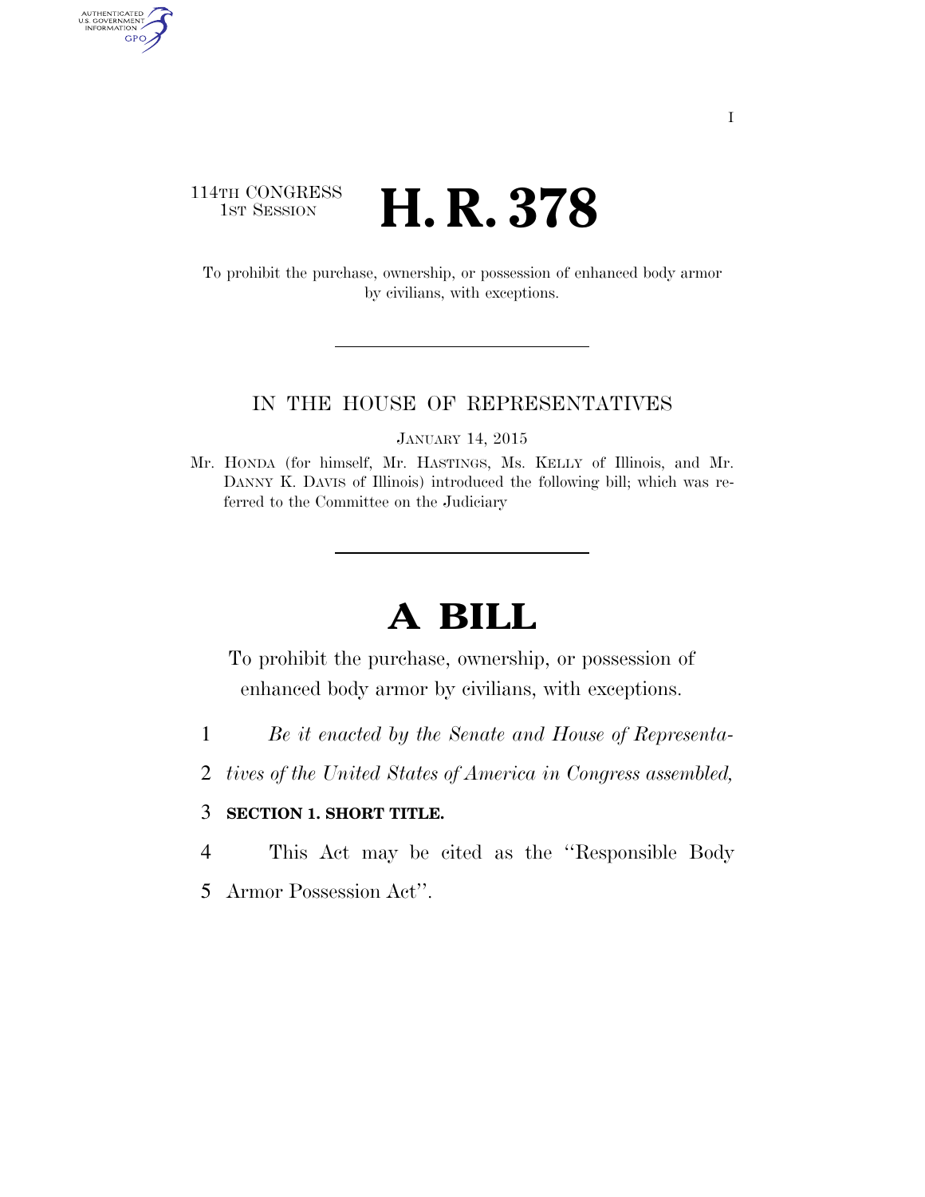114TH CONGRESS
1ST SESSION

# H. R. 378

To prohibit the purchase, ownership, or possession of enhanced body armor by civilians, with exceptions.

IN THE HOUSE OF REPRESENTATIVES

JANUARY 14, 2015

Mr. HONDA (for himself, Mr. HASTINGS, Ms. KELLY of Illinois, and Mr. DANNY K. DAVIS of Illinois) introduced the following bill; which was referred to the Committee on the Judiciary

# A BILL

To prohibit the purchase, ownership, or possession of enhanced body armor by civilians, with exceptions.

1 *Be it enacted by the Senate and House of Representa-*
2 *tives of the United States of America in Congress assembled,*

3 **SECTION 1. SHORT TITLE.**

4 This Act may be cited as the ''Responsible Body
5 Armor Possession Act''.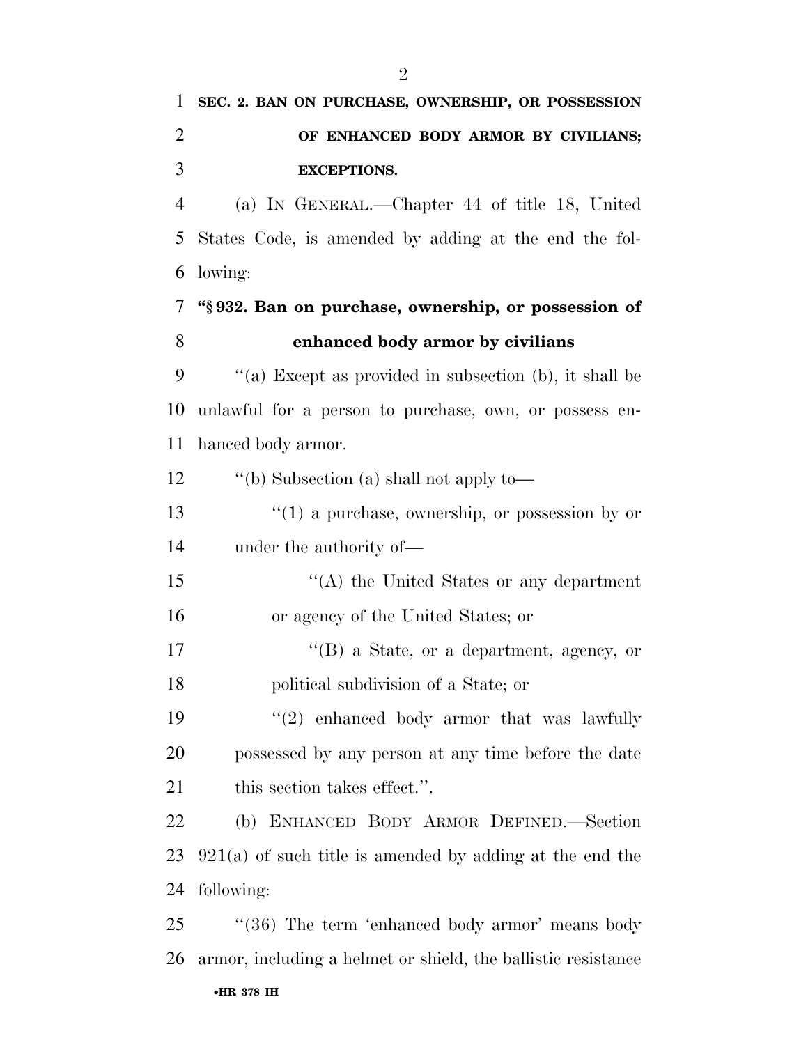**SEC. 2. BAN ON PURCHASE, OWNERSHIP, OR POSSESSION OF ENHANCED BODY ARMOR BY CIVILIANS; EXCEPTIONS.**

(a) IN GENERAL.—Chapter 44 of title 18, United States Code, is amended by adding at the end the following:

**"§ 932. Ban on purchase, ownership, or possession of enhanced body armor by civilians**

"(a) Except as provided in subsection (b), it shall be unlawful for a person to purchase, own, or possess enhanced body armor.

"(b) Subsection (a) shall not apply to—

"(1) a purchase, ownership, or possession by or under the authority of—

"(A) the United States or any department or agency of the United States; or

"(B) a State, or a department, agency, or political subdivision of a State; or

"(2) enhanced body armor that was lawfully possessed by any person at any time before the date this section takes effect.".

(b) ENHANCED BODY ARMOR DEFINED.—Section 921(a) of such title is amended by adding at the end the following:

"(36) The term 'enhanced body armor' means body armor, including a helmet or shield, the ballistic resistance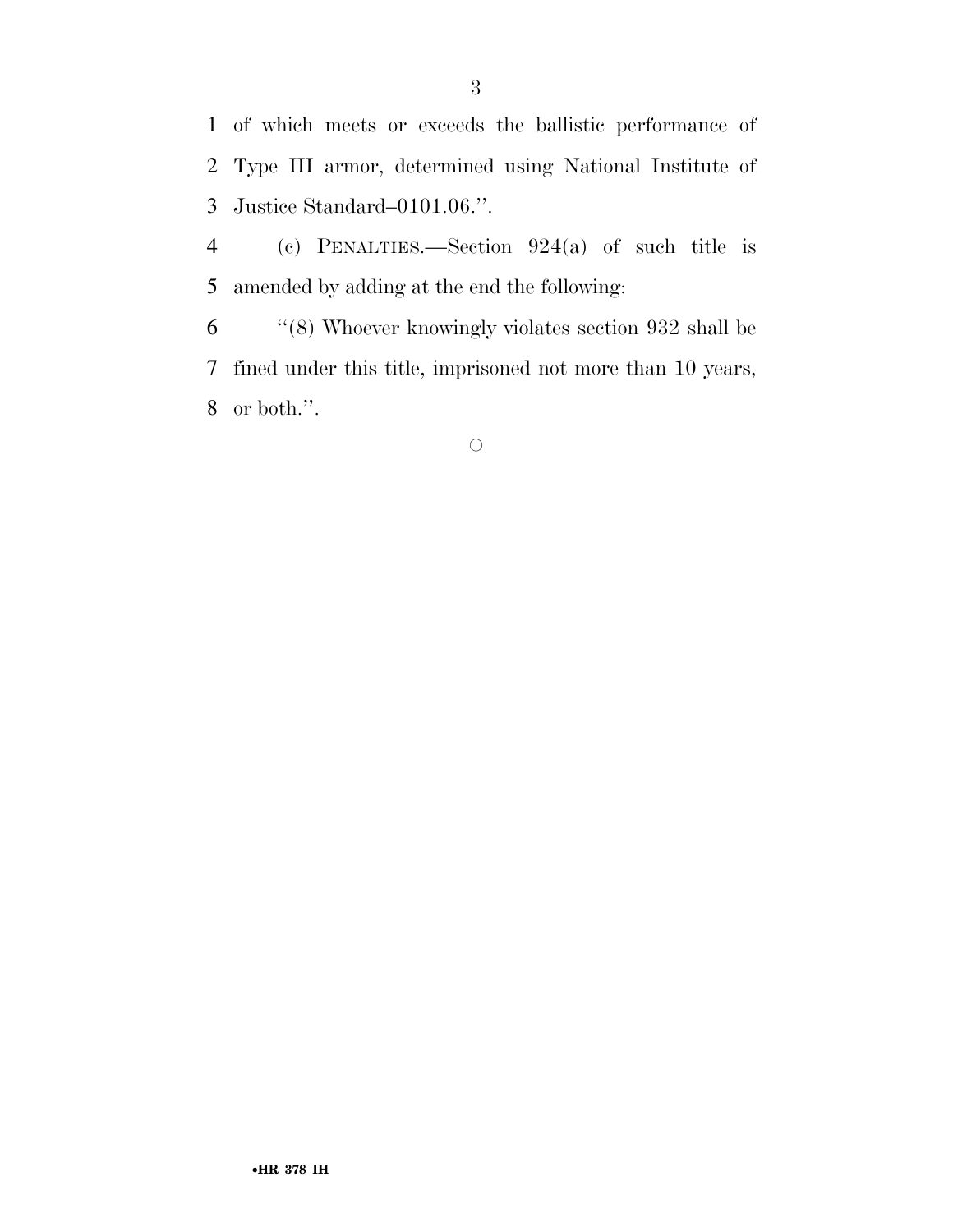of which meets or exceeds the ballistic performance of Type III armor, determined using National Institute of Justice Standard–0101.06.''.

(c) PENALTIES.—Section 924(a) of such title is amended by adding at the end the following:

''(8) Whoever knowingly violates section 932 shall be fined under this title, imprisoned not more than 10 years, or both.''.

○